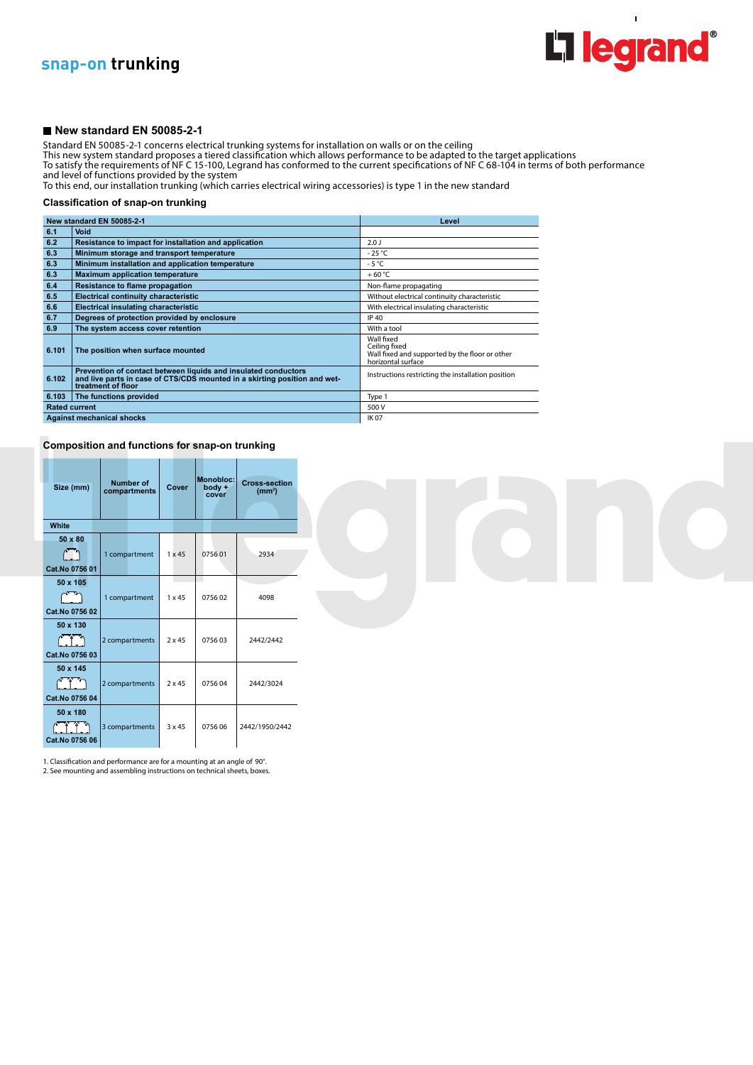# snap-on trunking

## New standard EN 50085-2-1

Standard EN 50085-2-1 concerns electrical trunking systems for installation on walls or on the ceiling
This new system standard proposes a tiered classification which allows performance to be adapted to the target applications
To satisfy the requirements of NF C 15-100, Legrand has conformed to the current specifications of NF C 68-104 in terms of both performance and level of functions provided by the system
To this end, our installation trunking (which carries electrical wiring accessories) is type 1 in the new standard

### Classification of snap-on trunking

| New standard EN 50085-2-1 | | Level |
|---|---|---|
| 6.1 | Void | |
| 6.2 | Resistance to impact for installation and application | 2.0 J |
| 6.3 | Minimum storage and transport temperature | - 25 °C |
| 6.3 | Minimum installation and application temperature | - 5 °C |
| 6.3 | Maximum application temperature | + 60 °C |
| 6.4 | Resistance to flame propagation | Non-flame propagating |
| 6.5 | Electrical continuity characteristic | Without electrical continuity characteristic |
| 6.6 | Electrical insulating characteristic | With electrical insulating characteristic |
| 6.7 | Degrees of protection provided by enclosure | IP 40 |
| 6.9 | The system access cover retention | With a tool |
| 6.101 | The position when surface mounted | Wall fixed<br>Ceiling fixed<br>Wall fixed and supported by the floor or other horizontal surface |
| 6.102 | Prevention of contact between liquids and insulated conductors and live parts in case of CTS/CDS mounted in a skirting position and wet-treatment of floor | Instructions restricting the installation position |
| 6.103 | The functions provided | Type 1 |
| Rated current | | 500 V |
| Against mechanical shocks | | IK 07 |

### Composition and functions for snap-on trunking

| Size (mm) | Number of compartments | Cover | Monobloc: body + cover | Cross-section (mm²) |
|---|---|---|---|---|
| **White** | | | | |
| 50 x 80<br>Cat.No 0756 01 | 1 compartment | 1 x 45 | 0756 01 | 2934 |
| 50 x 105<br>Cat.No 0756 02 | 1 compartment | 1 x 45 | 0756 02 | 4098 |
| 50 x 130<br>Cat.No 0756 03 | 2 compartments | 2 x 45 | 0756 03 | 2442/2442 |
| 50 x 145<br>Cat.No 0756 04 | 2 compartments | 2 x 45 | 0756 04 | 2442/3024 |
| 50 x 180<br>Cat.No 0756 06 | 3 compartments | 3 x 45 | 0756 06 | 2442/1950/2442 |

1. Classification and performance are for a mounting at an angle of 90°.
2. See mounting and assembling instructions on technical sheets, boxes.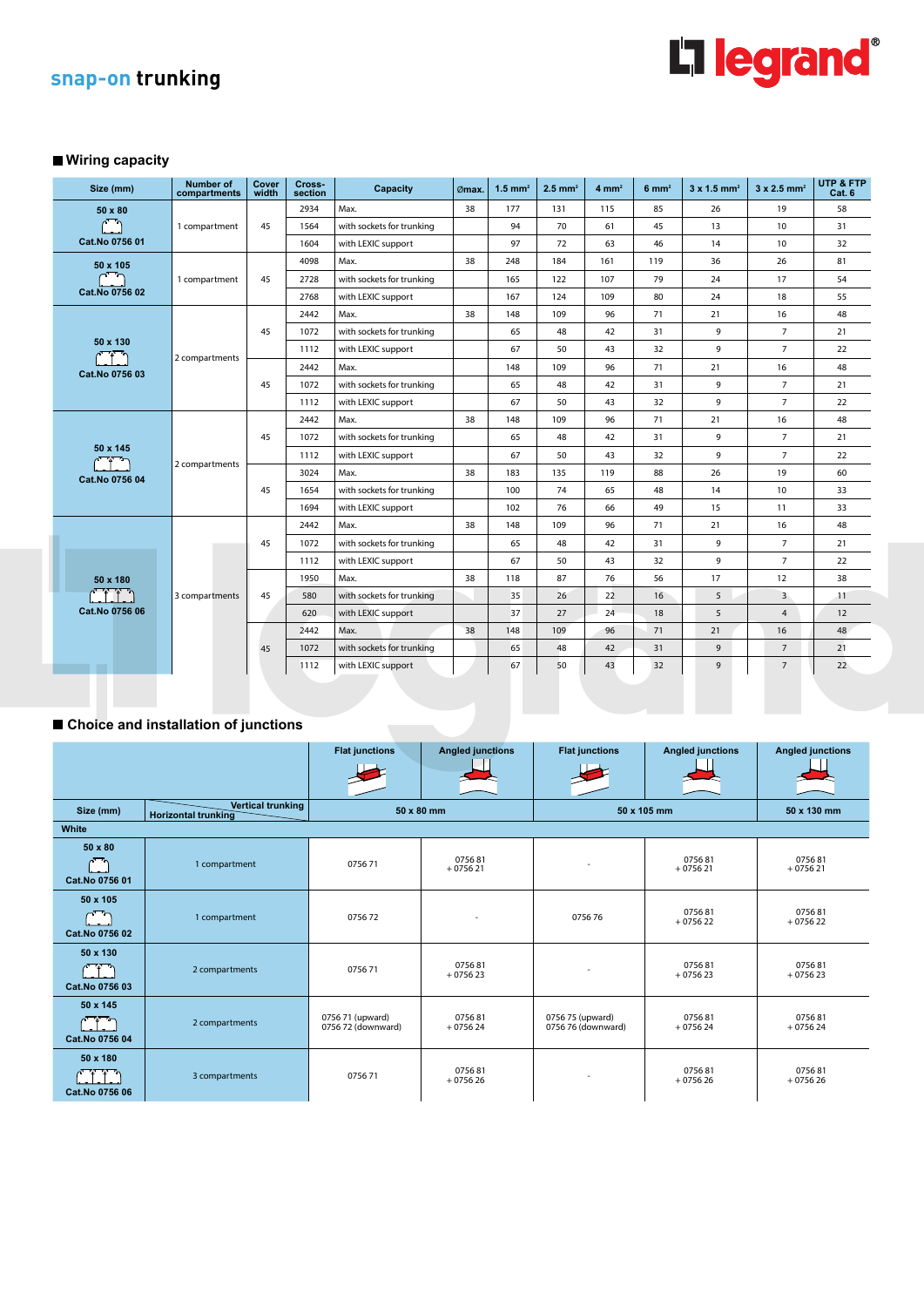## snap-on trunking

**legrand®**

### Wiring capacity

| Size (mm) | Number of compartments | Cover width | Cross-section | Capacity | Ømax. | 1.5 mm² | 2.5 mm² | 4 mm² | 6 mm² | 3 x 1.5 mm² | 3 x 2.5 mm² | UTP & FTP Cat. 6 |
|---|---|---|---|---|---|---|---|---|---|---|---|---|
| 50 x 80 Cat.No 0756 01 | 1 compartment | 45 | 2934 | Max. | 38 | 177 | 131 | 115 | 85 | 26 | 19 | 58 |
| | | | 1564 | with sockets for trunking | | 94 | 70 | 61 | 45 | 13 | 10 | 31 |
| | | | 1604 | with LEXIC support | | 97 | 72 | 63 | 46 | 14 | 10 | 32 |
| 50 x 105 Cat.No 0756 02 | 1 compartment | 45 | 4098 | Max. | 38 | 248 | 184 | 161 | 119 | 36 | 26 | 81 |
| | | | 2728 | with sockets for trunking | | 165 | 122 | 107 | 79 | 24 | 17 | 54 |
| | | | 2768 | with LEXIC support | | 167 | 124 | 109 | 80 | 24 | 18 | 55 |
| 50 x 130 Cat.No 0756 03 | 2 compartments | 45 | 2442 | Max. | 38 | 148 | 109 | 96 | 71 | 21 | 16 | 48 |
| | | | 1072 | with sockets for trunking | | 65 | 48 | 42 | 31 | 9 | 7 | 21 |
| | | | 1112 | with LEXIC support | | 67 | 50 | 43 | 32 | 9 | 7 | 22 |
| | | 45 | 2442 | Max. | | 148 | 109 | 96 | 71 | 21 | 16 | 48 |
| | | | 1072 | with sockets for trunking | | 65 | 48 | 42 | 31 | 9 | 7 | 21 |
| | | | 1112 | with LEXIC support | | 67 | 50 | 43 | 32 | 9 | 7 | 22 |
| 50 x 145 Cat.No 0756 04 | 2 compartments | 45 | 2442 | Max. | 38 | 148 | 109 | 96 | 71 | 21 | 16 | 48 |
| | | | 1072 | with sockets for trunking | | 65 | 48 | 42 | 31 | 9 | 7 | 21 |
| | | | 1112 | with LEXIC support | | 67 | 50 | 43 | 32 | 9 | 7 | 22 |
| | | 45 | 3024 | Max. | 38 | 183 | 135 | 119 | 88 | 26 | 19 | 60 |
| | | | 1654 | with sockets for trunking | | 100 | 74 | 65 | 48 | 14 | 10 | 33 |
| | | | 1694 | with LEXIC support | | 102 | 76 | 66 | 49 | 15 | 11 | 33 |
| 50 x 180 Cat.No 0756 06 | 3 compartments | 45 | 2442 | Max. | 38 | 148 | 109 | 96 | 71 | 21 | 16 | 48 |
| | | | 1072 | with sockets for trunking | | 65 | 48 | 42 | 31 | 9 | 7 | 21 |
| | | | 1112 | with LEXIC support | | 67 | 50 | 43 | 32 | 9 | 7 | 22 |
| | | 45 | 1950 | Max. | 38 | 118 | 87 | 76 | 56 | 17 | 12 | 38 |
| | | | 580 | with sockets for trunking | | 35 | 26 | 22 | 16 | 5 | 3 | 11 |
| | | | 620 | with LEXIC support | | 37 | 27 | 24 | 18 | 5 | 4 | 12 |
| | | 45 | 2442 | Max. | 38 | 148 | 109 | 96 | 71 | 21 | 16 | 48 |
| | | | 1072 | with sockets for trunking | | 65 | 48 | 42 | 31 | 9 | 7 | 21 |
| | | | 1112 | with LEXIC support | | 67 | 50 | 43 | 32 | 9 | 7 | 22 |

### Choice and installation of junctions

| Size (mm) | Vertical trunking / Horizontal trunking | Flat junctions (50 x 80 mm) | Angled junctions (50 x 80 mm) | Flat junctions (50 x 105 mm) | Angled junctions (50 x 105 mm) | Angled junctions (50 x 130 mm) |
|---|---|---|---|---|---|---|
| **White** | | | | | | |
| 50 x 80 Cat.No 0756 01 | 1 compartment | 0756 71 | 0756 81 + 0756 21 | - | 0756 81 + 0756 21 | 0756 81 + 0756 21 |
| 50 x 105 Cat.No 0756 02 | 1 compartment | 0756 72 | - | 0756 76 | 0756 81 + 0756 22 | 0756 81 + 0756 22 |
| 50 x 130 Cat.No 0756 03 | 2 compartments | 0756 71 | 0756 81 + 0756 23 | - | 0756 81 + 0756 23 | 0756 81 + 0756 23 |
| 50 x 145 Cat.No 0756 04 | 2 compartments | 0756 71 (upward) 0756 72 (downward) | 0756 81 + 0756 24 | 0756 75 (upward) 0756 76 (downward) | 0756 81 + 0756 24 | 0756 81 + 0756 24 |
| 50 x 180 Cat.No 0756 06 | 3 compartments | 0756 71 | 0756 81 + 0756 26 | - | 0756 81 + 0756 26 | 0756 81 + 0756 26 |